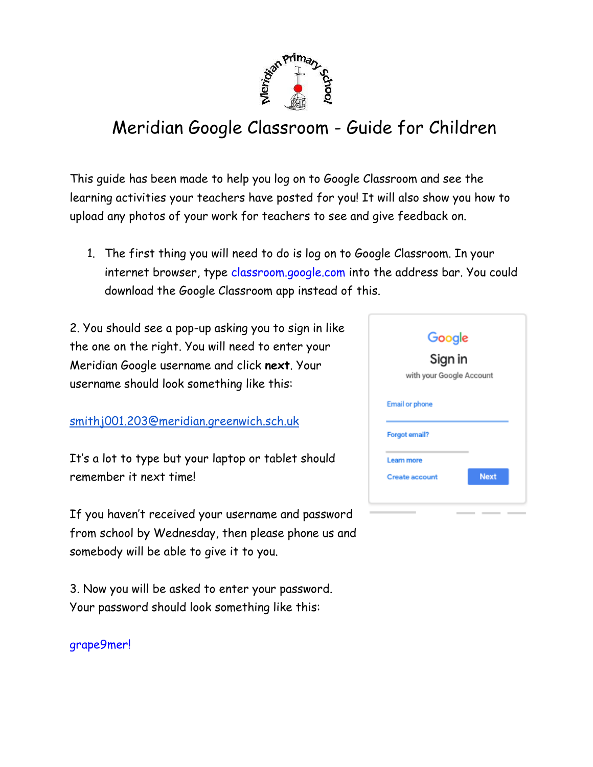# Meridian Google Classroom - Guide for Children

This guide has been made to help you log on to Google Classroom and see the learning activities your teachers have posted for you! It will also show you how to upload any photos of your work for teachers to see and give feedback on.

1. The first thing you will need to do is log on to Google Classroom. In your internet browser, type classroom.google.com into the address bar. You could download the Google Classroom app instead of this.

2. You should see a pop-up asking you to sign in like the one on the right. You will need to enter your Meridian Google username and click **next**. Your username should look something like this:

smithj001.203@meridian.greenwich.sch.uk

It's a lot to type but your laptop or tablet should remember it next time!

If you haven't received your username and password from school by Wednesday, then please phone us and somebody will be able to give it to you.

3. Now you will be asked to enter your password. Your password should look something like this:

grape9mer!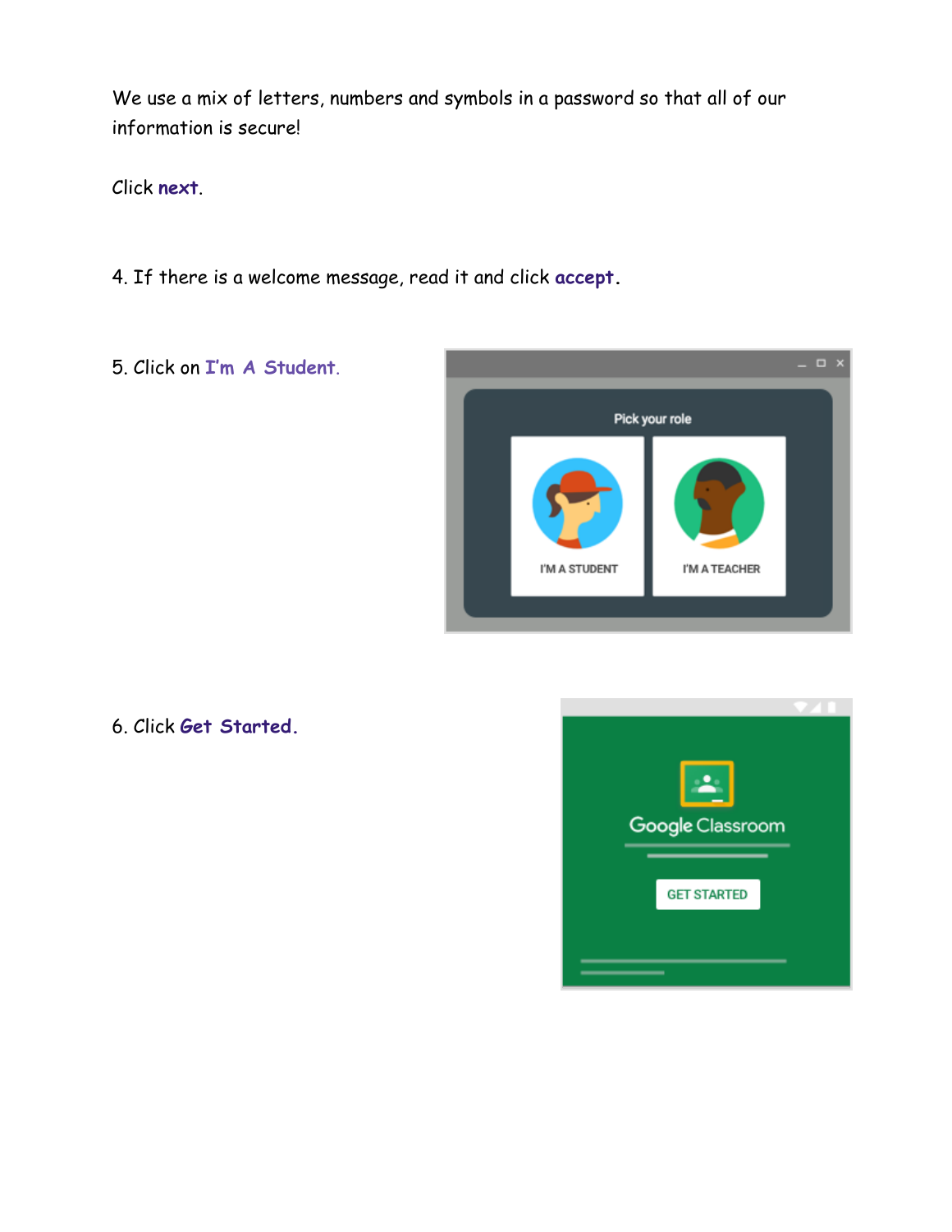We use a mix of letters, numbers and symbols in a password so that all of our information is secure!

Click **next**.

4. If there is a welcome message, read it and click **accept**.

5. Click on **I'm A Student**.

6. Click **Get Started**.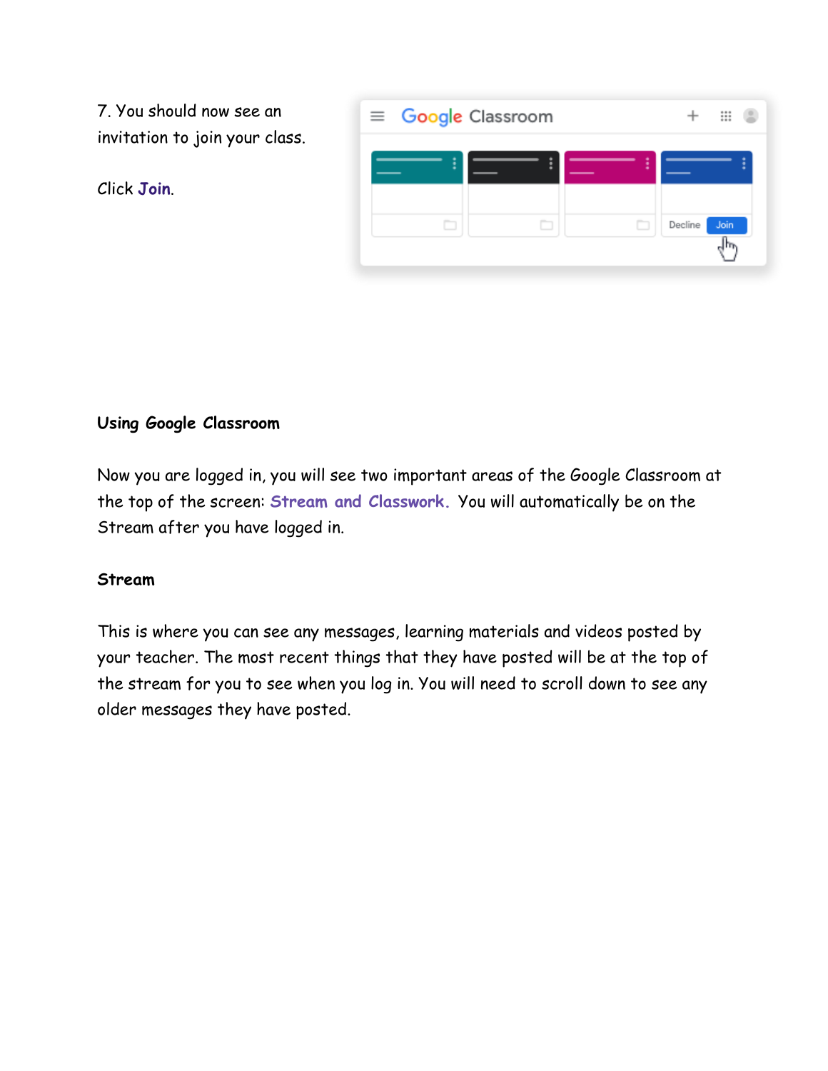7. You should now see an invitation to join your class.

Click **Join**.

**Using Google Classroom**

Now you are logged in, you will see two important areas of the Google Classroom at the top of the screen: **Stream and Classwork.** You will automatically be on the Stream after you have logged in.

**Stream**

This is where you can see any messages, learning materials and videos posted by your teacher. The most recent things that they have posted will be at the top of the stream for you to see when you log in. You will need to scroll down to see any older messages they have posted.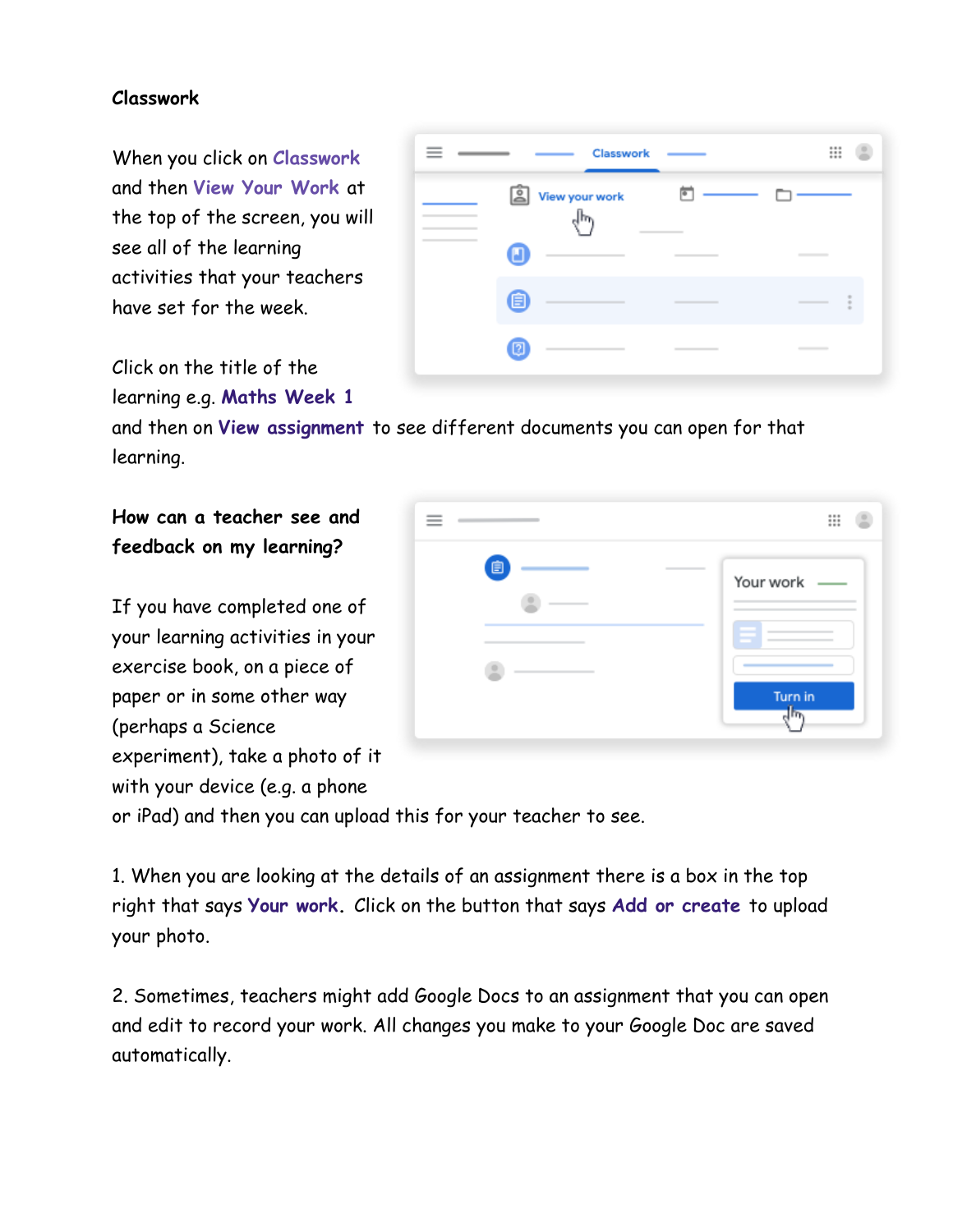**Classwork**

When you click on **Classwork** and then **View Your Work** at the top of the screen, you will see all of the learning activities that your teachers have set for the week.

Click on the title of the learning e.g. **Maths Week 1** and then on **View assignment** to see different documents you can open for that learning.

**How can a teacher see and feedback on my learning?**

If you have completed one of your learning activities in your exercise book, on a piece of paper or in some other way (perhaps a Science experiment), take a photo of it with your device (e.g. a phone or iPad) and then you can upload this for your teacher to see.

1. When you are looking at the details of an assignment there is a box in the top right that says **Your work**. Click on the button that says **Add or create** to upload your photo.

2. Sometimes, teachers might add Google Docs to an assignment that you can open and edit to record your work. All changes you make to your Google Doc are saved automatically.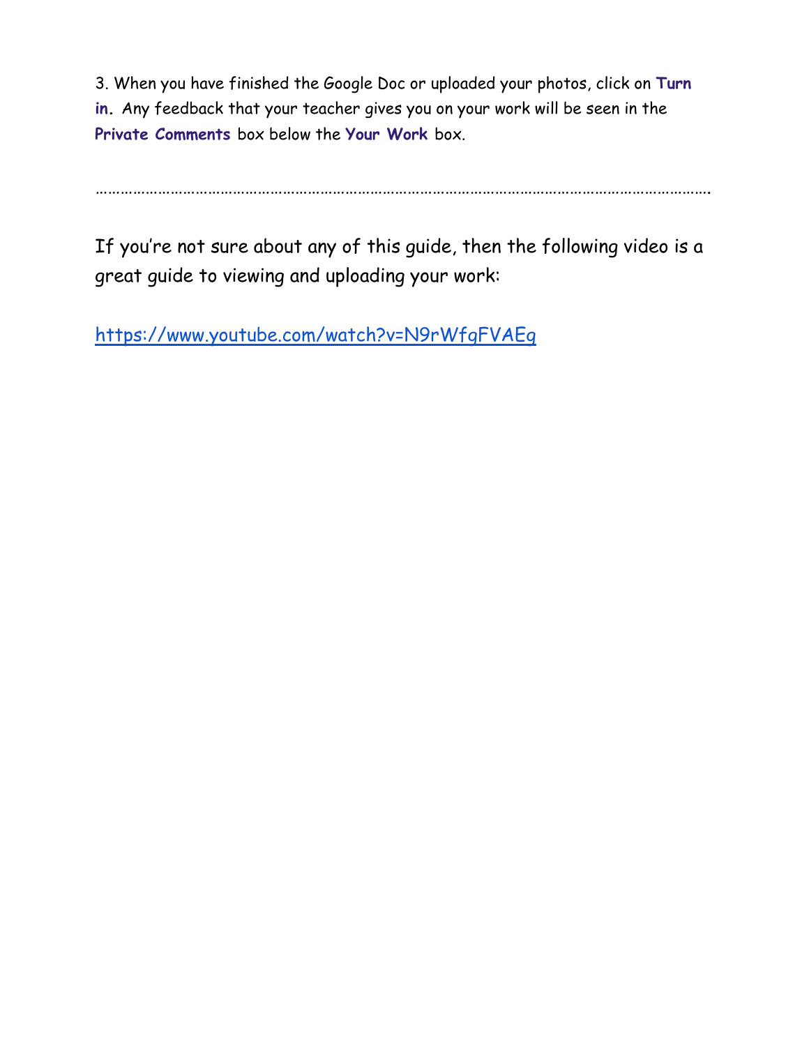3. When you have finished the Google Doc or uploaded your photos, click on **Turn in**. Any feedback that your teacher gives you on your work will be seen in the **Private Comments** box below the **Your Work** box.

……………………………………………………………………………………………………………………………….

If you're not sure about any of this guide, then the following video is a great guide to viewing and uploading your work:

https://www.youtube.com/watch?v=N9rWfgFVAEg